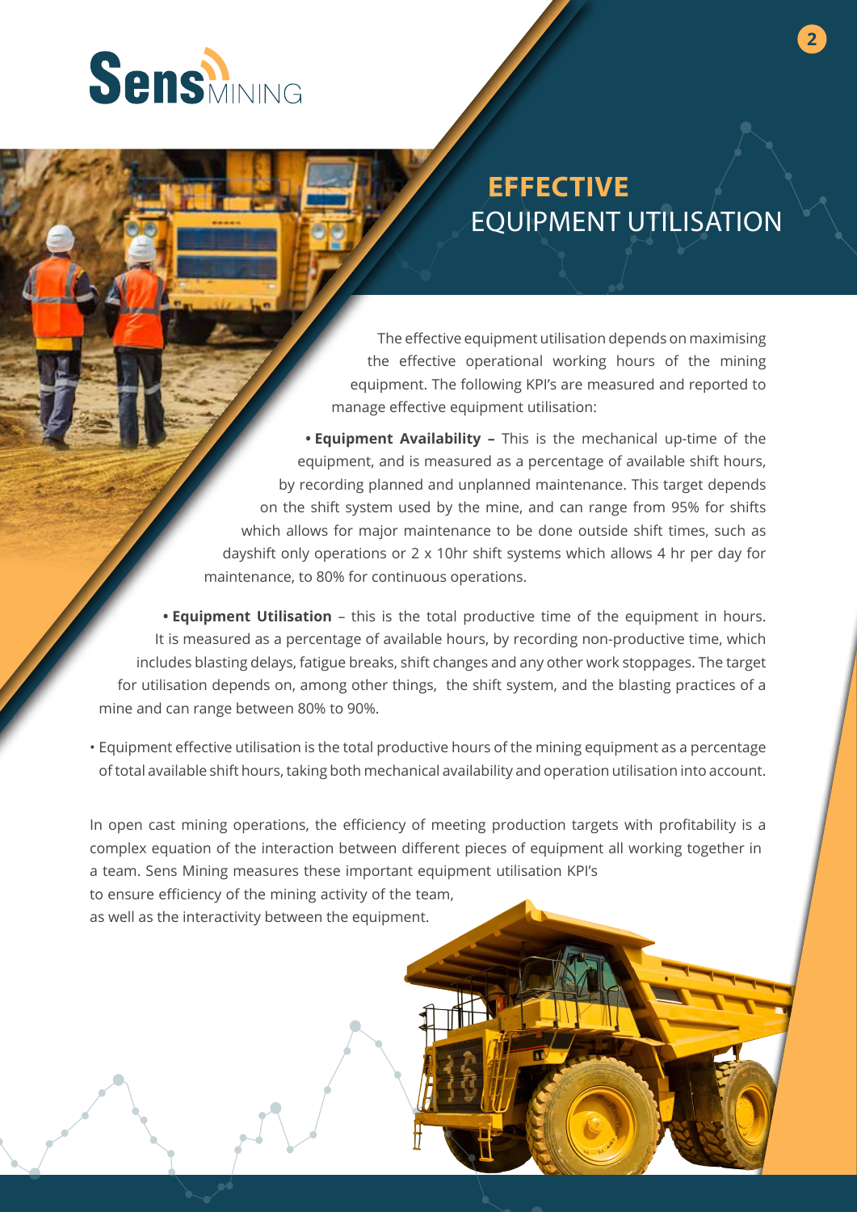# EFFECTIVE EQUIPMENT UTILISATION

The effective equipment utilisation depends on maximising the effective operational working hours of the mining equipment. The following KPI's are measured and reported to manage effective equipment utilisation:

- **Equipment Availability –** This is the mechanical up-time of the equipment, and is measured as a percentage of available shift hours, by recording planned and unplanned maintenance. This target depends on the shift system used by the mine, and can range from 95% for shifts which allows for major maintenance to be done outside shift times, such as dayshift only operations or 2 x 10hr shift systems which allows 4 hr per day for maintenance, to 80% for continuous operations.

- **Equipment Utilisation** – this is the total productive time of the equipment in hours. It is measured as a percentage of available hours, by recording non-productive time, which includes blasting delays, fatigue breaks, shift changes and any other work stoppages. The target for utilisation depends on, among other things, the shift system, and the blasting practices of a mine and can range between 80% to 90%.

- Equipment effective utilisation is the total productive hours of the mining equipment as a percentage of total available shift hours, taking both mechanical availability and operation utilisation into account.

In open cast mining operations, the efficiency of meeting production targets with profitability is a complex equation of the interaction between different pieces of equipment all working together in a team. Sens Mining measures these important equipment utilisation KPI's to ensure efficiency of the mining activity of the team, as well as the interactivity between the equipment.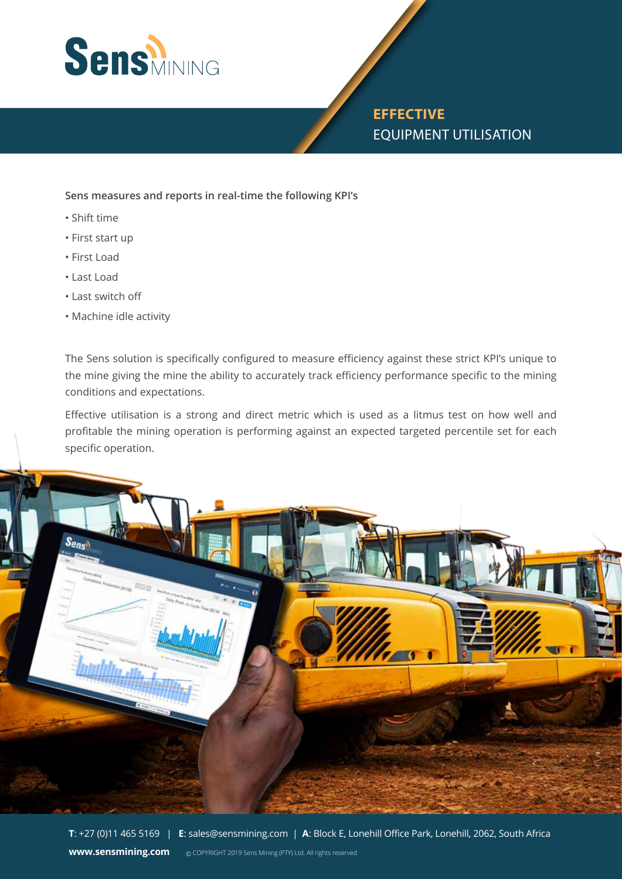# EFFECTIVE EQUIPMENT UTILISATION

**Sens measures and reports in real-time the following KPI's**

- Shift time
- First start up
- First Load
- Last Load
- Last switch off
- Machine idle activity

The Sens solution is specifically configured to measure efficiency against these strict KPI's unique to the mine giving the mine the ability to accurately track efficiency performance specific to the mining conditions and expectations.

Effective utilisation is a strong and direct metric which is used as a litmus test on how well and profitable the mining operation is performing against an expected targeted percentile set for each specific operation.

**T**: +27 (0)11 465 5169 | **E**: sales@sensmining.com | **A**: Block E, Lonehill Office Park, Lonehill, 2062, South Africa

**www.sensmining.com** © COPYRIGHT 2019 Sens Mining (PTY) Ltd. All rights reserved